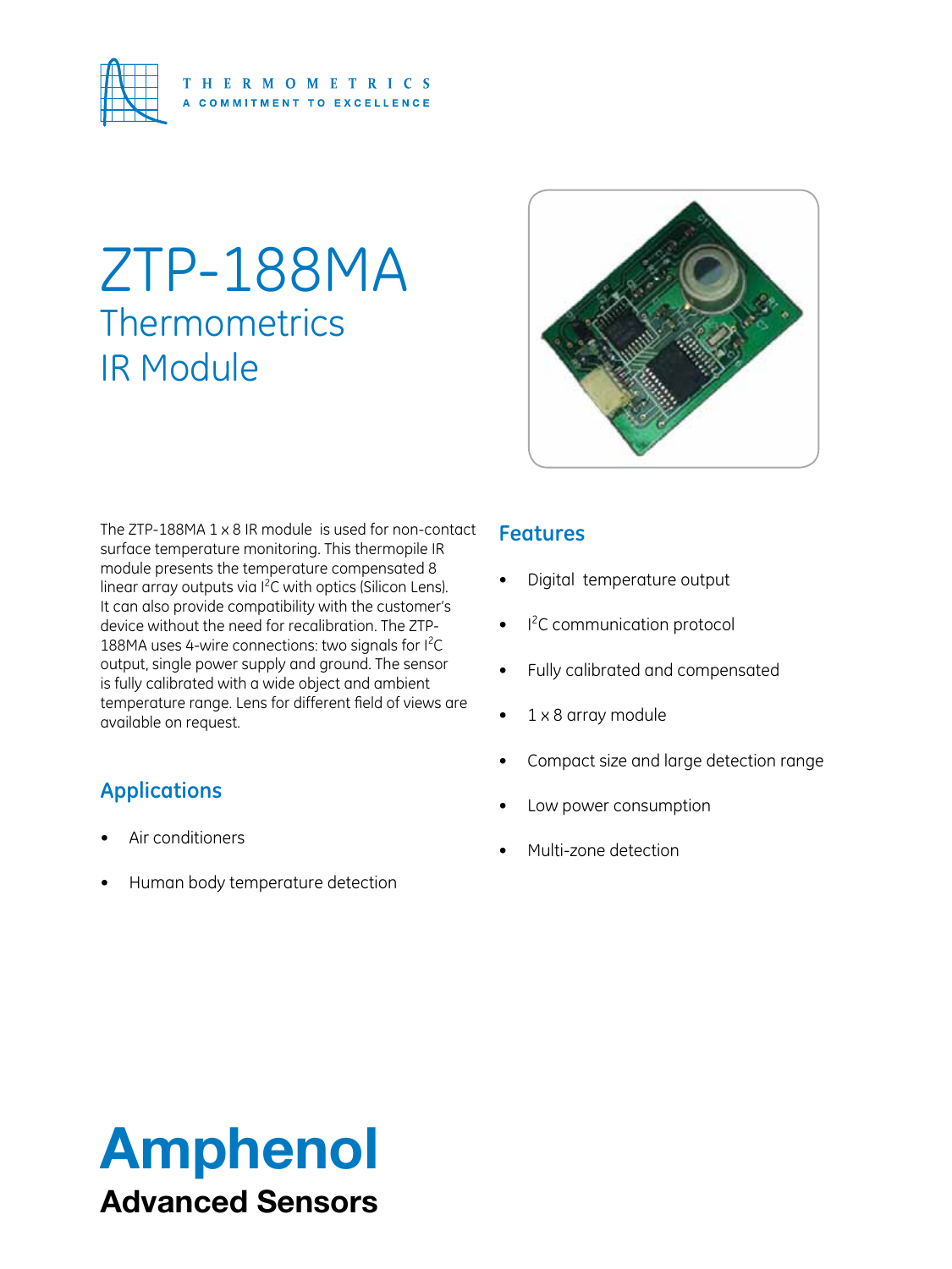THERMOMETRICS
A COMMITMENT TO EXCELLENCE

# ZTP-188MA

## Thermometrics IR Module

The ZTP-188MA 1 x 8 IR module is used for non-contact surface temperature monitoring. This thermopile IR module presents the temperature compensated 8 linear array outputs via $I^2C$ with optics (Silicon Lens). It can also provide compatibility with the customer's device without the need for recalibration. The ZTP-188MA uses 4-wire connections: two signals for $I^2C$ output, single power supply and ground. The sensor is fully calibrated with a wide object and ambient temperature range. Lens for different field of views are available on request.

## Applications

- Air conditioners
- Human body temperature detection

## Features

- Digital temperature output
- $I^2C$ communication protocol
- Fully calibrated and compensated
- 1 x 8 array module
- Compact size and large detection range
- Low power consumption
- Multi-zone detection

**Amphenol**
**Advanced Sensors**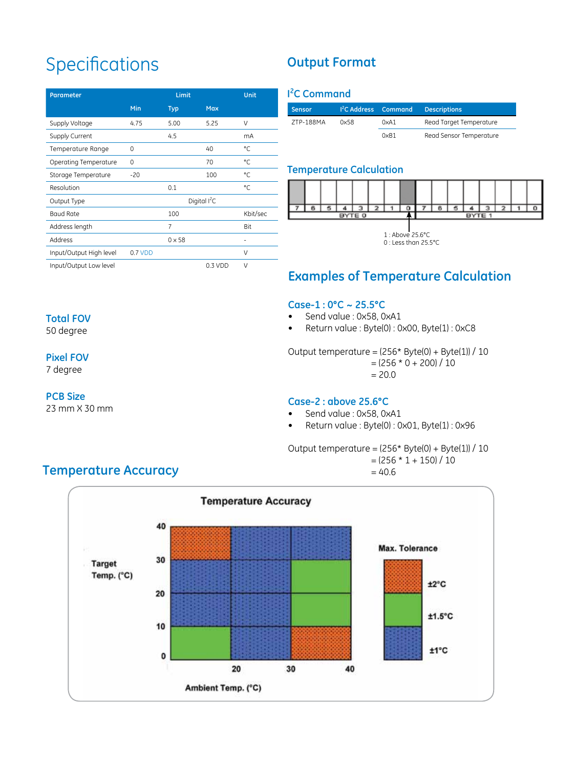# Specifications

| Parameter | Limit | | | Unit |
|---|---|---|---|---|
| | Min | Typ | Max | |
| Supply Voltage | 4.75 | 5.00 | 5.25 | V |
| Supply Current | | 4.5 | | mA |
| Temperature Range | 0 | | 40 | °C |
| Operating Temperature | 0 | | 70 | °C |
| Storage Temperature | -20 | | 100 | °C |
| Resolution | | 0.1 | | °C |
| Output Type | | Digital $I^2C$ | | |
| Baud Rate | | 100 | | Kbit/sec |
| Address length | | 7 | | Bit |
| Address | | 0 x 58 | | - |
| Input/Output High level | 0.7 VDD | | | V |
| Input/Output Low level | | | 0.3 VDD | V |

### Total FOV
50 degree

### Pixel FOV
7 degree

### PCB Size
23 mm X 30 mm

## Output Format

### $I^2C$ Command

| Sensor | $I^2C$ Address | Command | Descriptions |
|---|---|---|---|
| ZTP-188MA | 0x58 | 0xA1 | Read Target Temperature |
| | | 0xB1 | Read Sensor Temperature |

### Temperature Calculation

| 7 | 6 | 5 | 4 | 3 | 2 | 1 | 0 | 7 | 6 | 5 | 4 | 3 | 2 | 1 | 0 |
|---|---|---|---|---|---|---|---|---|---|---|---|---|---|---|---|
| BYTE 0 | | | | | | | | BYTE 1 | | | | | | | |

1 : Above 25.6°C
0 : Less than 25.5°C

## Examples of Temperature Calculation

### Case-1 : 0°C ~ 25.5°C

- Send value : 0x58, 0xA1
- Return value : Byte(0) : 0x00, Byte(1) : 0xC8

Output temperature = (256* Byte(0) + Byte(1)) / 10
= (256 * 0 + 200) / 10
= 20.0

### Case-2 : above 25.6°C

- Send value : 0x58, 0xA1
- Return value : Byte(0) : 0x01, Byte(1) : 0x96

Output temperature = (256* Byte(0) + Byte(1)) / 10
= (256 * 1 + 150) / 10
= 40.6

## Temperature Accuracy

**Temperature Accuracy**

| Target Temp. (°C) \ Ambient Temp. (°C) | 0–20 | 20–30 | 30–40 |
|---|---|---|---|
| 30–40 | ±2°C | ±1°C | ±1°C |
| 20–30 | ±1°C | ±1°C | ±1.5°C |
| 10–20 | ±1°C | ±1°C | ±1.5°C |
| 0–10 | ±1.5°C | ±1°C | ±2°C |

Max. Tolerance: ±2°C, ±1.5°C, ±1°C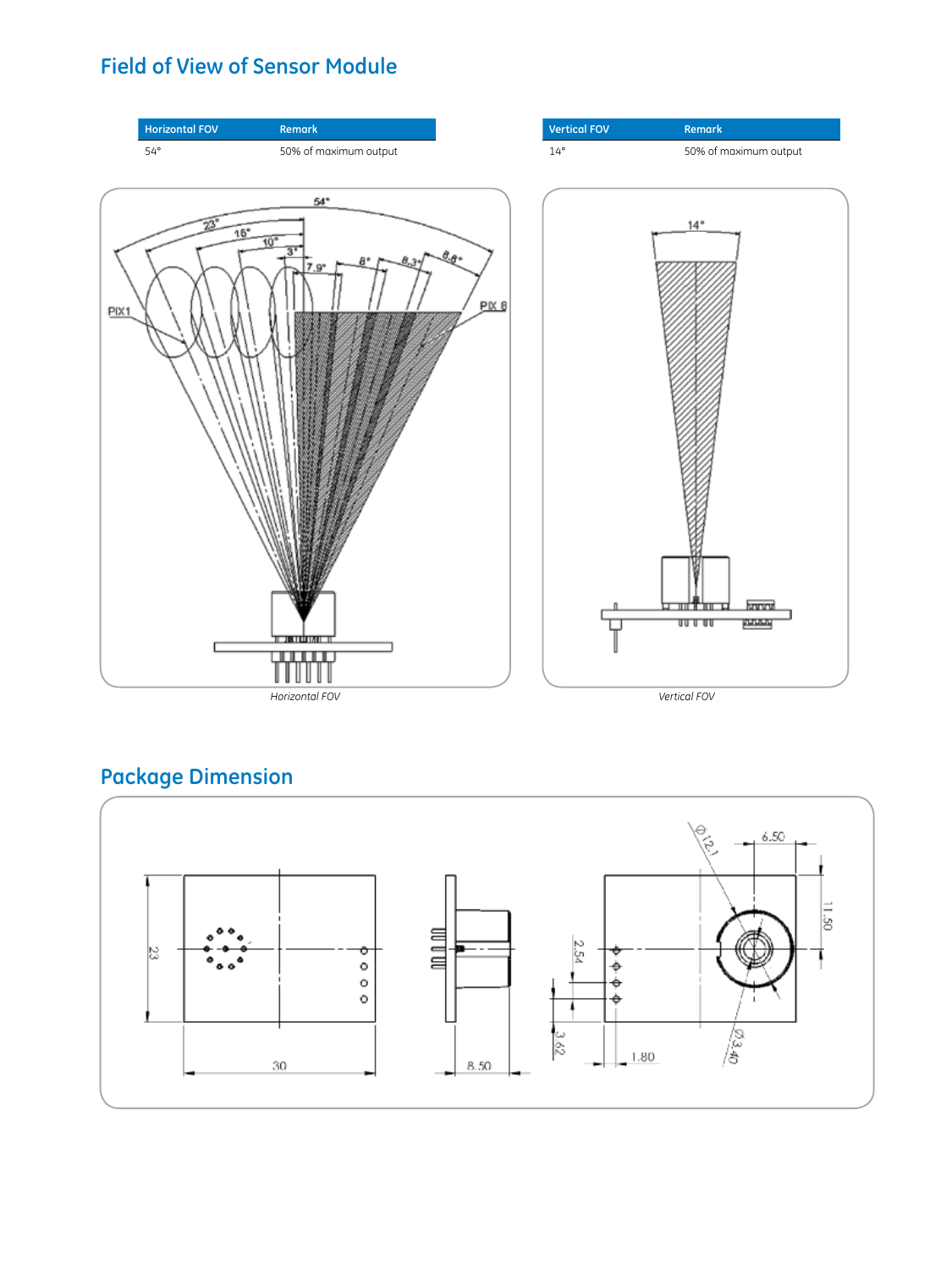# Field of View of Sensor Module

| Horizontal FOV | Remark |
|---|---|
| 54° | 50% of maximum output |

| Vertical FOV | Remark |
|---|---|
| 14° | 50% of maximum output |

*Horizontal FOV*

*Vertical FOV*

# Package Dimension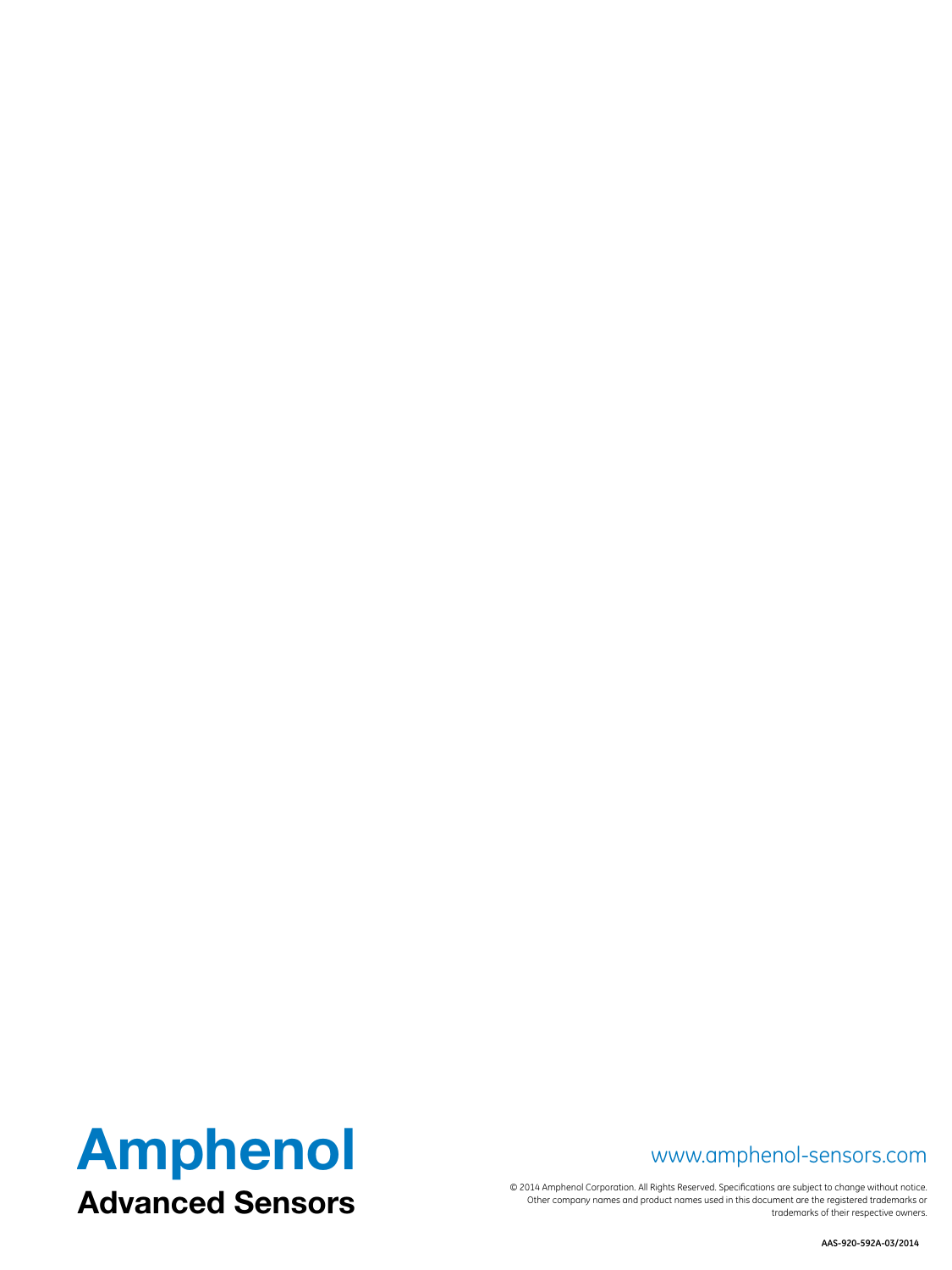**Amphenol**
**Advanced Sensors**

www.amphenol-sensors.com

© 2014 Amphenol Corporation. All Rights Reserved. Specifications are subject to change without notice.
Other company names and product names used in this document are the registered trademarks or trademarks of their respective owners.

**AAS-920-592A-03/2014**